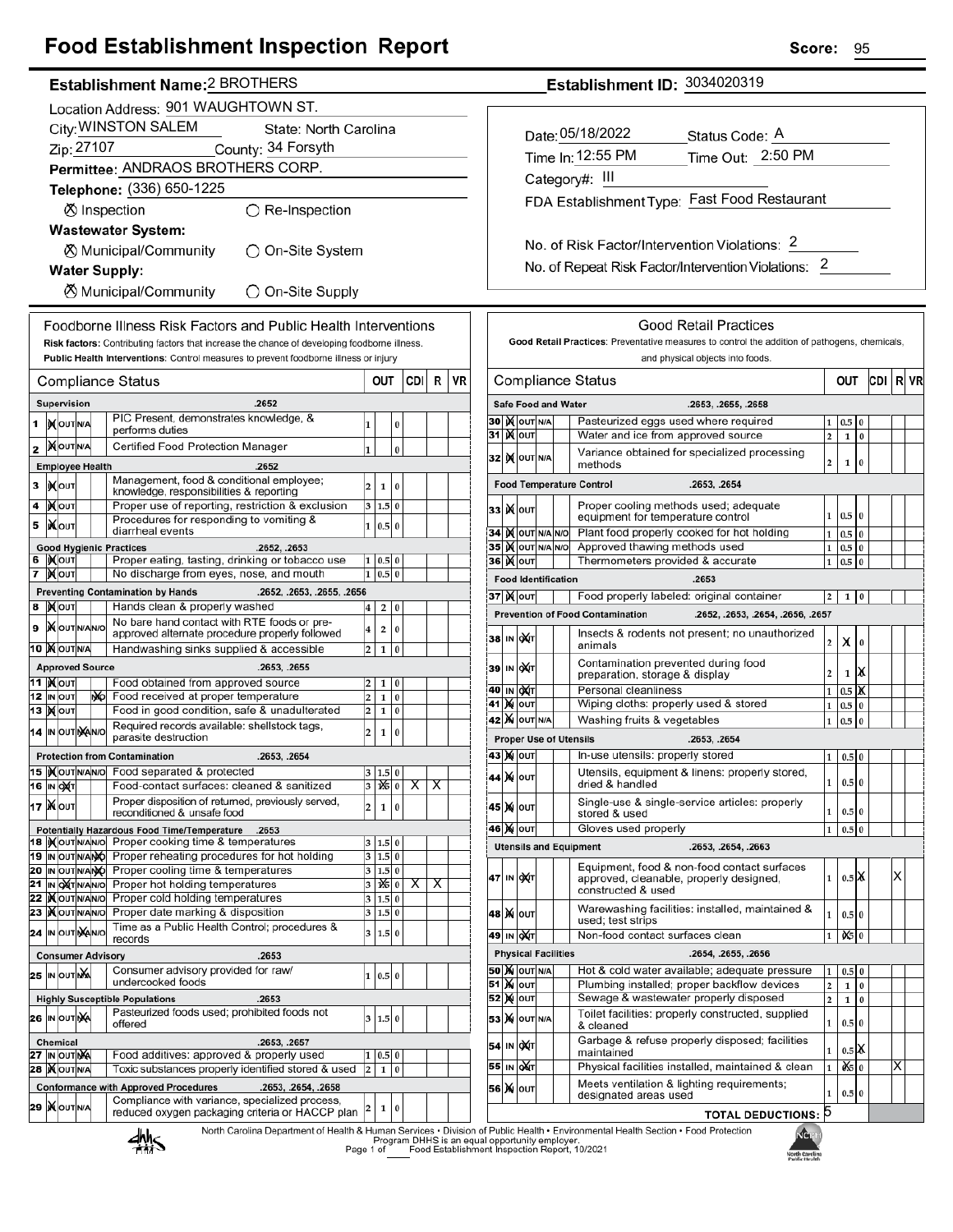# Food Establishment Inspection Report

**Score:** 95

**Establishment Name:** 2 BROTHERS

**Establishment ID:** 3034020319

Location Address: 901 WAUGHTOWN ST.

City: WINSTON SALEM  State: North Carolina

Zip: 27107  County: 34 Forsyth

Permittee: ANDRAOS BROTHERS CORP.

Telephone: (336) 650-1225

☒ Inspection  ○ Re-Inspection

**Wastewater System:**

☒ Municipal/Community  ○ On-Site System

**Water Supply:**

☒ Municipal/Community  ○ On-Site Supply

Date: 05/18/2022  Status Code: A

Time In: 12:55 PM  Time Out: 2:50 PM

Category#: III

FDA Establishment Type: Fast Food Restaurant

No. of Risk Factor/Intervention Violations: 2

No. of Repeat Risk Factor/Intervention Violations: 2

## Foodborne Illness Risk Factors and Public Health Interventions

**Risk factors:** Contributing factors that increase the chance of developing foodborne illness.

**Public Health Interventions:** Control measures to prevent foodborne illness or injury

| # | Status | Compliance Status | OUT | | | CDI | R | VR |
|---|---|---|---|---|---|---|---|---|
| | | **Supervision** .2652 | | | | | | |
| 1 | IN | PIC Present, demonstrates knowledge, & performs duties | 1 | | 0 | | | |
| 2 | IN | Certified Food Protection Manager | 1 | | 0 | | | |
| | | **Employee Health** .2652 | | | | | | |
| 3 | IN | Management, food & conditional employee; knowledge, responsibilities & reporting | 2 | 1 | 0 | | | |
| 4 | IN | Proper use of reporting, restriction & exclusion | 3 | 1.5 | 0 | | | |
| 5 | IN | Procedures for responding to vomiting & diarrheal events | 1 | 0.5 | 0 | | | |
| | | **Good Hygienic Practices** .2652, .2653 | | | | | | |
| 6 | IN | Proper eating, tasting, drinking or tobacco use | 1 | 0.5 | 0 | | | |
| 7 | IN | No discharge from eyes, nose, and mouth | 1 | 0.5 | 0 | | | |
| | | **Preventing Contamination by Hands** .2652, .2653, .2655, .2656 | | | | | | |
| 8 | IN | Hands clean & properly washed | 4 | 2 | 0 | | | |
| 9 | IN | No bare hand contact with RTE foods or pre-approved alternate procedure properly followed | 4 | 2 | 0 | | | |
| 10 | IN | Handwashing sinks supplied & accessible | 2 | 1 | 0 | | | |
| | | **Approved Source** .2653, .2655 | | | | | | |
| 11 | IN | Food obtained from approved source | 2 | 1 | 0 | | | |
| 12 | N/O | Food received at proper temperature | 2 | 1 | 0 | | | |
| 13 | IN | Food in good condition, safe & unadulterated | 2 | 1 | 0 | | | |
| 14 | N/A | Required records available: shellstock tags, parasite destruction | 2 | 1 | 0 | | | |
| | | **Protection from Contamination** .2653, .2654 | | | | | | |
| 15 | IN | Food separated & protected | 3 | 1.5 | 0 | | | |
| 16 | OUT | Food-contact surfaces: cleaned & sanitized | 3 | X 1.5 | 0 | X | X | |
| 17 | IN | Proper disposition of returned, previously served, reconditioned & unsafe food | 2 | 1 | 0 | | | |
| | | **Potentially Hazardous Food Time/Temperature** .2653 | | | | | | |
| 18 | IN | Proper cooking time & temperatures | 3 | 1.5 | 0 | | | |
| 19 | N/O | Proper reheating procedures for hot holding | 3 | 1.5 | 0 | | | |
| 20 | N/O | Proper cooling time & temperatures | 3 | 1.5 | 0 | | | |
| 21 | OUT | Proper hot holding temperatures | 3 | X 1.5 | 0 | X | X | |
| 22 | IN | Proper cold holding temperatures | 3 | 1.5 | 0 | | | |
| 23 | IN | Proper date marking & disposition | 3 | 1.5 | 0 | | | |
| 24 | N/A | Time as a Public Health Control; procedures & records | 3 | 1.5 | 0 | | | |
| | | **Consumer Advisory** .2653 | | | | | | |
| 25 | N/A | Consumer advisory provided for raw/undercooked foods | 1 | 0.5 | 0 | | | |
| | | **Highly Susceptible Populations** .2653 | | | | | | |
| 26 | N/A | Pasteurized foods used; prohibited foods not offered | 3 | 1.5 | 0 | | | |
| | | **Chemical** .2653, .2657 | | | | | | |
| 27 | N/A | Food additives: approved & properly used | 1 | 0.5 | 0 | | | |
| 28 | IN | Toxic substances properly identified stored & used | 2 | 1 | 0 | | | |
| | | **Conformance with Approved Procedures** .2653, .2654, .2658 | | | | | | |
| 29 | IN | Compliance with variance, specialized process, reduced oxygen packaging criteria or HACCP plan | 2 | 1 | 0 | | | |

## Good Retail Practices

**Good Retail Practices:** Preventative measures to control the addition of pathogens, chemicals, and physical objects into foods.

| # | Status | Compliance Status | OUT | | | CDI | R | VR |
|---|---|---|---|---|---|---|---|---|
| | | **Safe Food and Water** .2653, .2655, .2658 | | | | | | |
| 30 | IN | Pasteurized eggs used where required | 1 | 0.5 | 0 | | | |
| 31 | IN | Water and ice from approved source | 2 | 1 | 0 | | | |
| 32 | IN | Variance obtained for specialized processing methods | 2 | 1 | 0 | | | |
| | | **Food Temperature Control** .2653, .2654 | | | | | | |
| 33 | IN | Proper cooling methods used; adequate equipment for temperature control | 1 | 0.5 | 0 | | | |
| 34 | IN | Plant food properly cooked for hot holding | 1 | 0.5 | 0 | | | |
| 35 | IN | Approved thawing methods used | 1 | 0.5 | 0 | | | |
| 36 | IN | Thermometers provided & accurate | 1 | 0.5 | 0 | | | |
| | | **Food Identification** .2653 | | | | | | |
| 37 | IN | Food properly labeled: original container | 2 | 1 | 0 | | | |
| | | **Prevention of Food Contamination** .2652, .2653, .2654, .2656, .2657 | | | | | | |
| 38 | OUT | Insects & rodents not present; no unauthorized animals | 2 | X | 0 | | | |
| 39 | OUT | Contamination prevented during food preparation, storage & display | 2 | 1 | X | | | |
| 40 | OUT | Personal cleanliness | 1 | 0.5 | X | | | |
| 41 | IN | Wiping cloths: properly used & stored | 1 | 0.5 | 0 | | | |
| 42 | IN | Washing fruits & vegetables | 1 | 0.5 | 0 | | | |
| | | **Proper Use of Utensils** .2653, .2654 | | | | | | |
| 43 | IN | In-use utensils: properly stored | 1 | 0.5 | 0 | | | |
| 44 | IN | Utensils, equipment & linens: properly stored, dried & handled | 1 | 0.5 | 0 | | | |
| 45 | IN | Single-use & single-service articles: properly stored & used | 1 | 0.5 | 0 | | | |
| 46 | IN | Gloves used properly | 1 | 0.5 | 0 | | | |
| | | **Utensils and Equipment** .2653, .2654, .2663 | | | | | | |
| 47 | OUT | Equipment, food & non-food contact surfaces approved, cleanable, properly designed, constructed & used | 1 | 0.5 | X | | | X |
| 48 | IN | Warewashing facilities: installed, maintained & used; test strips | 1 | 0.5 | 0 | | | |
| 49 | OUT | Non-food contact surfaces clean | 1 | X 0.5 | 0 | | | |
| | | **Physical Facilities** .2654, .2655, .2656 | | | | | | |
| 50 | IN | Hot & cold water available; adequate pressure | 1 | 0.5 | 0 | | | |
| 51 | IN | Plumbing installed; proper backflow devices | 2 | 1 | 0 | | | |
| 52 | IN | Sewage & wastewater properly disposed | 2 | 1 | 0 | | | |
| 53 | IN | Toilet facilities: properly constructed, supplied & cleaned | 1 | 0.5 | 0 | | | |
| 54 | OUT | Garbage & refuse properly disposed; facilities maintained | 1 | 0.5 | X | | | |
| 55 | OUT | Physical facilities installed, maintained & clean | 1 | X 0.5 | 0 | | X | |
| 56 | IN | Meets ventilation & lighting requirements; designated areas used | 1 | 0.5 | 0 | | | |
| | | **TOTAL DEDUCTIONS:** 5 | | | | | | |

North Carolina Department of Health & Human Services • Division of Public Health • Environmental Health Section • Food Protection Program DHHS is an equal opportunity employer.

Food Establishment Inspection Report, 10/2021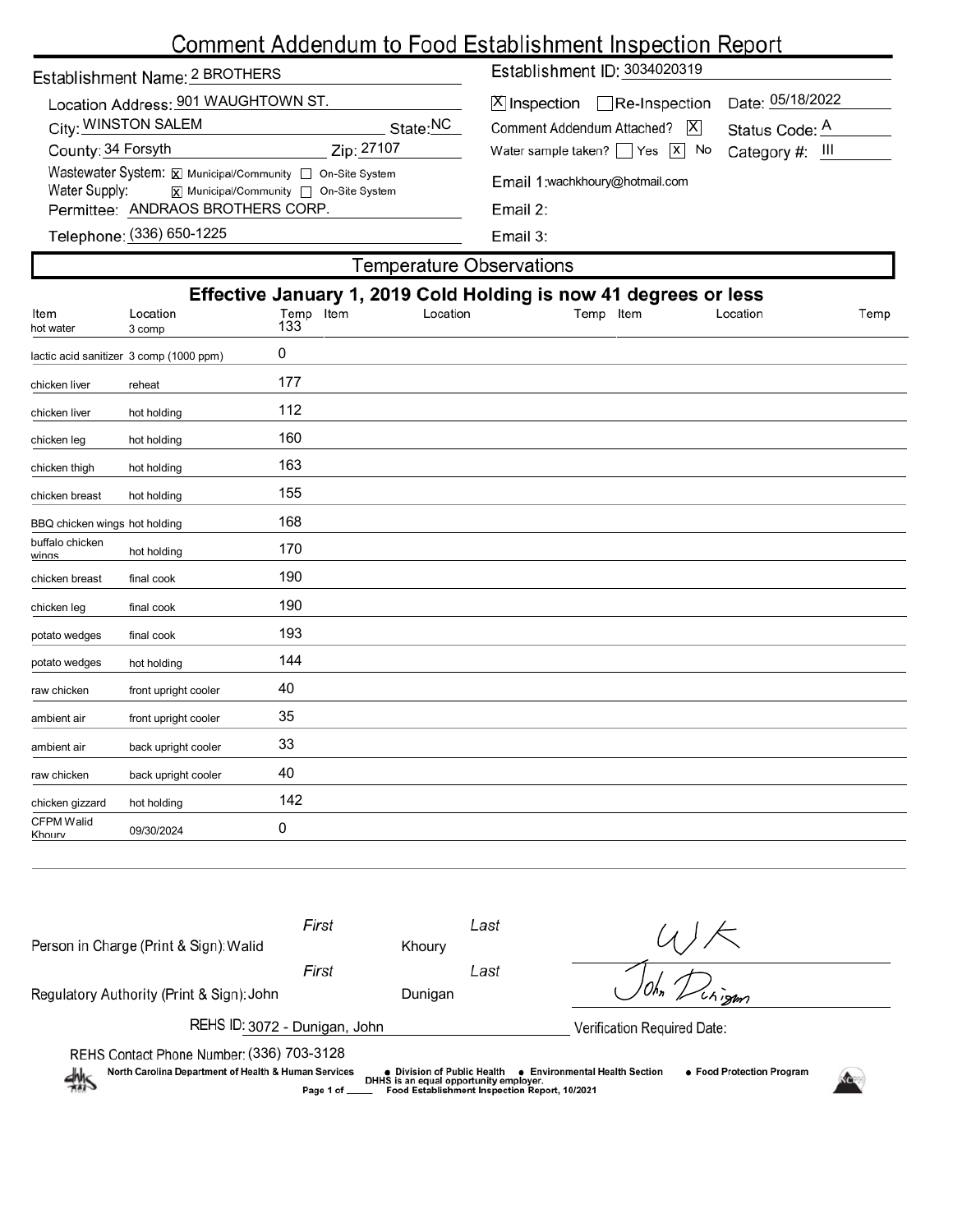# Comment Addendum to Food Establishment Inspection Report

Establishment Name: 2 BROTHERS

Establishment ID: 3034020319

Location Address: 901 WAUGHTOWN ST.

City: WINSTON SALEM State: NC

County: 34 Forsyth Zip: 27107

Wastewater System: [X] Municipal/Community [ ] On-Site System

Water Supply: [X] Municipal/Community [ ] On-Site System

Permittee: ANDRAOS BROTHERS CORP.

Telephone: (336) 650-1225

[X] Inspection [ ] Re-Inspection Date: 05/18/2022

Comment Addendum Attached? [X] Status Code: A

Water sample taken? [ ] Yes [X] No Category #: III

Email 1: wachkhoury@hotmail.com

Email 2:

Email 3:

## Temperature Observations

**Effective January 1, 2019 Cold Holding is now 41 degrees or less**

| Item | Location | Temp | Item | Location | Temp | Item | Location | Temp |
|---|---|---|---|---|---|---|---|---|
| hot water | 3 comp | 133 | | | | | | |
| lactic acid sanitizer | 3 comp (1000 ppm) | 0 | | | | | | |
| chicken liver | reheat | 177 | | | | | | |
| chicken liver | hot holding | 112 | | | | | | |
| chicken leg | hot holding | 160 | | | | | | |
| chicken thigh | hot holding | 163 | | | | | | |
| chicken breast | hot holding | 155 | | | | | | |
| BBQ chicken wings | hot holding | 168 | | | | | | |
| buffalo chicken wings | hot holding | 170 | | | | | | |
| chicken breast | final cook | 190 | | | | | | |
| chicken leg | final cook | 190 | | | | | | |
| potato wedges | final cook | 193 | | | | | | |
| potato wedges | hot holding | 144 | | | | | | |
| raw chicken | front upright cooler | 40 | | | | | | |
| ambient air | front upright cooler | 35 | | | | | | |
| ambient air | back upright cooler | 33 | | | | | | |
| raw chicken | back upright cooler | 40 | | | | | | |
| chicken gizzard | hot holding | 142 | | | | | | |
| CFPM Walid Khoury | 09/30/2024 | 0 | | | | | | |

Person in Charge (Print & Sign): First: Walid Last: Khoury

Regulatory Authority (Print & Sign): First: John Last: Dunigan

REHS ID: 3072 - Dunigan, John

Verification Required Date:

REHS Contact Phone Number: (336) 703-3128

North Carolina Department of Health & Human Services • Division of Public Health • Environmental Health Section • Food Protection Program

DHHS is an equal opportunity employer.

Food Establishment Inspection Report, 10/2021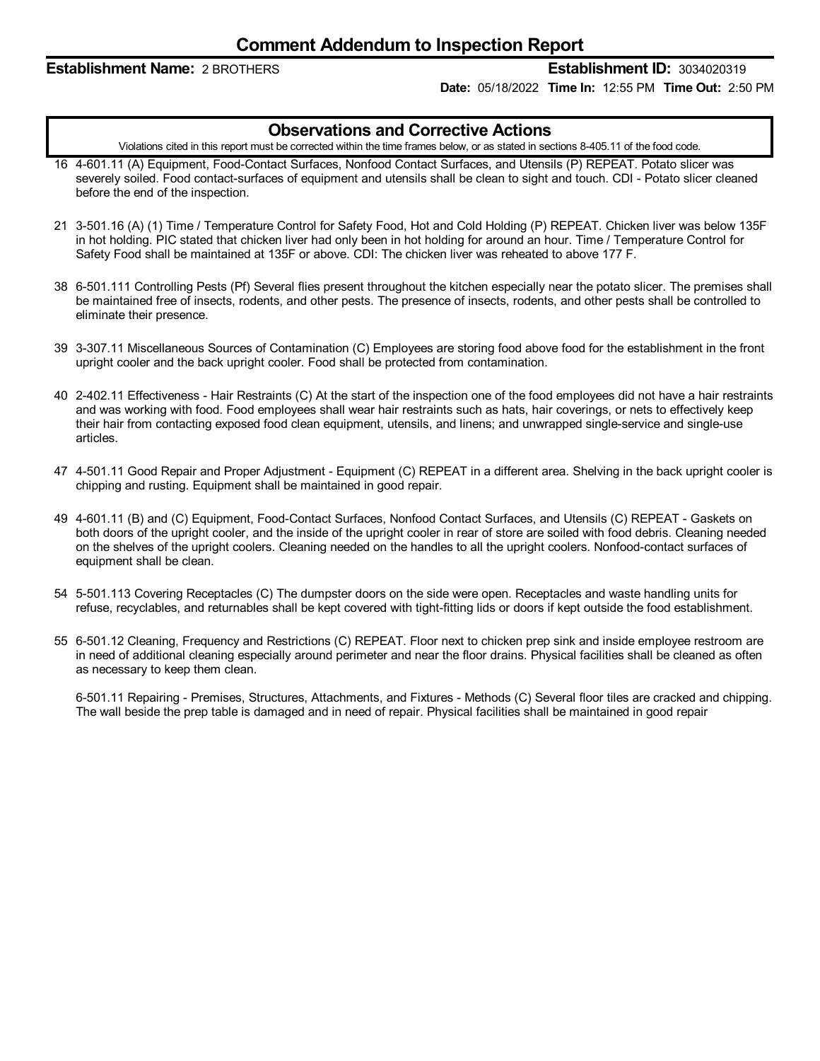# Comment Addendum to Inspection Report

**Establishment Name:** 2 BROTHERS **Establishment ID:** 3034020319

**Date:** 05/18/2022 **Time In:** 12:55 PM **Time Out:** 2:50 PM

## Observations and Corrective Actions

Violations cited in this report must be corrected within the time frames below, or as stated in sections 8-405.11 of the food code.

16 4-601.11 (A) Equipment, Food-Contact Surfaces, Nonfood Contact Surfaces, and Utensils (P) REPEAT. Potato slicer was severely soiled. Food contact-surfaces of equipment and utensils shall be clean to sight and touch. CDI - Potato slicer cleaned before the end of the inspection.

21 3-501.16 (A) (1) Time / Temperature Control for Safety Food, Hot and Cold Holding (P) REPEAT. Chicken liver was below 135F in hot holding. PIC stated that chicken liver had only been in hot holding for around an hour. Time / Temperature Control for Safety Food shall be maintained at 135F or above. CDI: The chicken liver was reheated to above 177 F.

38 6-501.111 Controlling Pests (Pf) Several flies present throughout the kitchen especially near the potato slicer. The premises shall be maintained free of insects, rodents, and other pests. The presence of insects, rodents, and other pests shall be controlled to eliminate their presence.

39 3-307.11 Miscellaneous Sources of Contamination (C) Employees are storing food above food for the establishment in the front upright cooler and the back upright cooler. Food shall be protected from contamination.

40 2-402.11 Effectiveness - Hair Restraints (C) At the start of the inspection one of the food employees did not have a hair restraints and was working with food. Food employees shall wear hair restraints such as hats, hair coverings, or nets to effectively keep their hair from contacting exposed food clean equipment, utensils, and linens; and unwrapped single-service and single-use articles.

47 4-501.11 Good Repair and Proper Adjustment - Equipment (C) REPEAT in a different area. Shelving in the back upright cooler is chipping and rusting. Equipment shall be maintained in good repair.

49 4-601.11 (B) and (C) Equipment, Food-Contact Surfaces, Nonfood Contact Surfaces, and Utensils (C) REPEAT - Gaskets on both doors of the upright cooler, and the inside of the upright cooler in rear of store are soiled with food debris. Cleaning needed on the shelves of the upright coolers. Cleaning needed on the handles to all the upright coolers. Nonfood-contact surfaces of equipment shall be clean.

54 5-501.113 Covering Receptacles (C) The dumpster doors on the side were open. Receptacles and waste handling units for refuse, recyclables, and returnables shall be kept covered with tight-fitting lids or doors if kept outside the food establishment.

55 6-501.12 Cleaning, Frequency and Restrictions (C) REPEAT. Floor next to chicken prep sink and inside employee restroom are in need of additional cleaning especially around perimeter and near the floor drains. Physical facilities shall be cleaned as often as necessary to keep them clean.

6-501.11 Repairing - Premises, Structures, Attachments, and Fixtures - Methods (C) Several floor tiles are cracked and chipping. The wall beside the prep table is damaged and in need of repair. Physical facilities shall be maintained in good repair